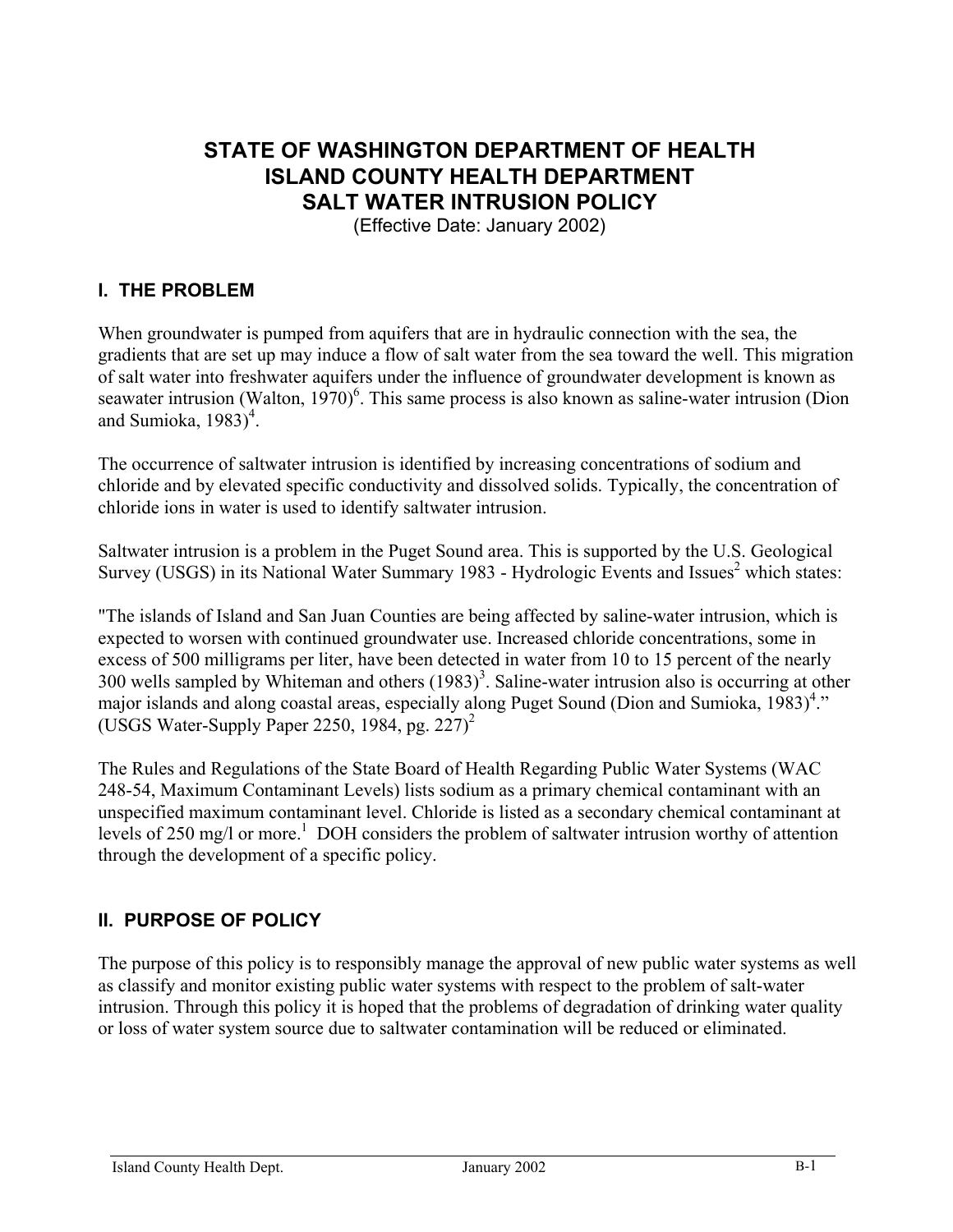# STATE OF WASHINGTON DEPARTMENT OF HEALTH
# ISLAND COUNTY HEALTH DEPARTMENT
# SALT WATER INTRUSION POLICY

(Effective Date: January 2002)

## I. THE PROBLEM

When groundwater is pumped from aquifers that are in hydraulic connection with the sea, the gradients that are set up may induce a flow of salt water from the sea toward the well. This migration of salt water into freshwater aquifers under the influence of groundwater development is known as seawater intrusion (Walton, 1970)[6]. This same process is also known as saline-water intrusion (Dion and Sumioka, 1983)[4].

The occurrence of saltwater intrusion is identified by increasing concentrations of sodium and chloride and by elevated specific conductivity and dissolved solids. Typically, the concentration of chloride ions in water is used to identify saltwater intrusion.

Saltwater intrusion is a problem in the Puget Sound area. This is supported by the U.S. Geological Survey (USGS) in its National Water Summary 1983 - Hydrologic Events and Issues[2] which states:

"The islands of Island and San Juan Counties are being affected by saline-water intrusion, which is expected to worsen with continued groundwater use. Increased chloride concentrations, some in excess of 500 milligrams per liter, have been detected in water from 10 to 15 percent of the nearly 300 wells sampled by Whiteman and others (1983)[3]. Saline-water intrusion also is occurring at other major islands and along coastal areas, especially along Puget Sound (Dion and Sumioka, 1983)[4]." (USGS Water-Supply Paper 2250, 1984, pg. 227)[2]

The Rules and Regulations of the State Board of Health Regarding Public Water Systems (WAC 248-54, Maximum Contaminant Levels) lists sodium as a primary chemical contaminant with an unspecified maximum contaminant level. Chloride is listed as a secondary chemical contaminant at levels of 250 mg/l or more.[1] DOH considers the problem of saltwater intrusion worthy of attention through the development of a specific policy.

## II. PURPOSE OF POLICY

The purpose of this policy is to responsibly manage the approval of new public water systems as well as classify and monitor existing public water systems with respect to the problem of salt-water intrusion. Through this policy it is hoped that the problems of degradation of drinking water quality or loss of water system source due to saltwater contamination will be reduced or eliminated.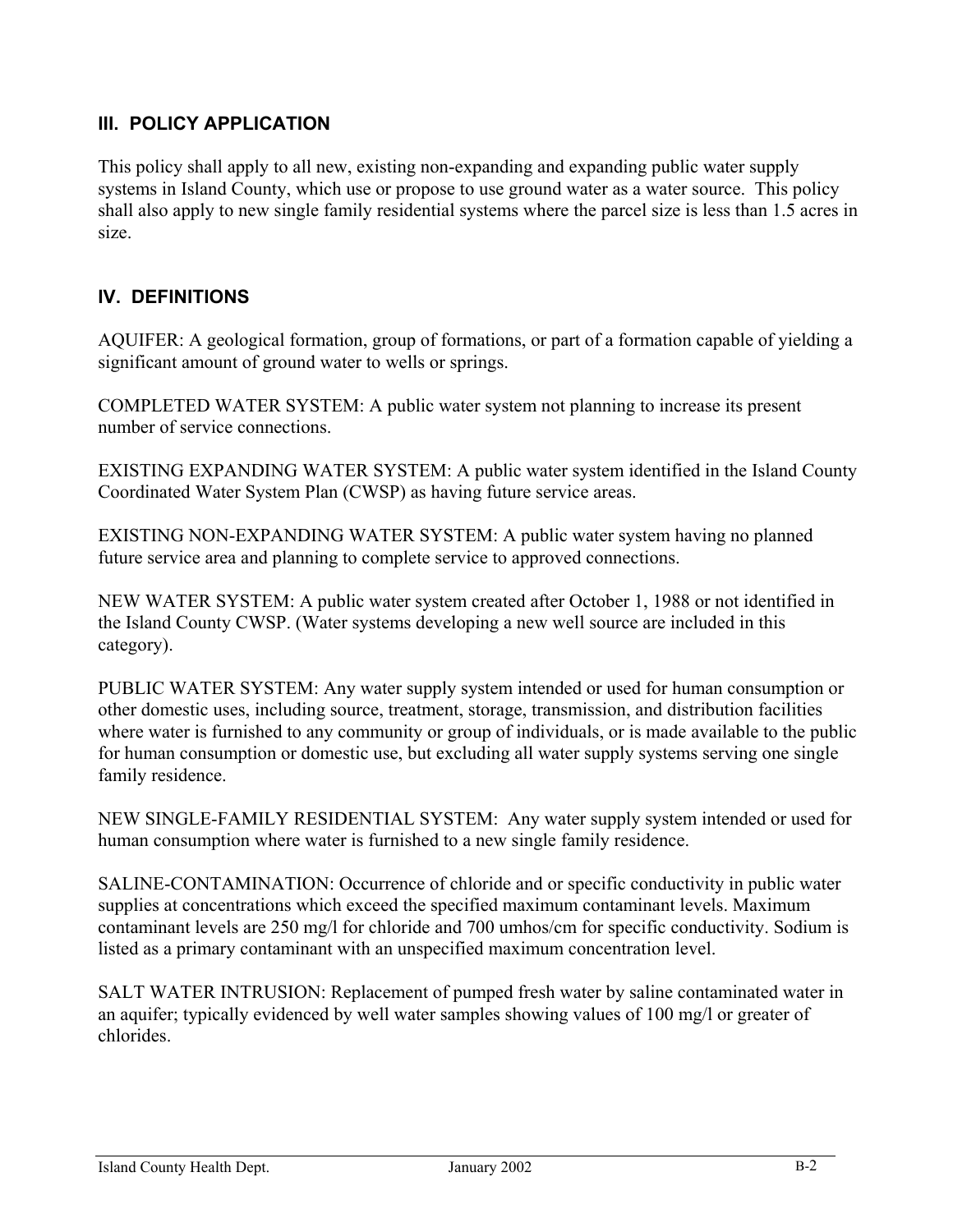## III. POLICY APPLICATION

This policy shall apply to all new, existing non-expanding and expanding public water supply systems in Island County, which use or propose to use ground water as a water source. This policy shall also apply to new single family residential systems where the parcel size is less than 1.5 acres in size.

## IV. DEFINITIONS

AQUIFER: A geological formation, group of formations, or part of a formation capable of yielding a significant amount of ground water to wells or springs.

COMPLETED WATER SYSTEM: A public water system not planning to increase its present number of service connections.

EXISTING EXPANDING WATER SYSTEM: A public water system identified in the Island County Coordinated Water System Plan (CWSP) as having future service areas.

EXISTING NON-EXPANDING WATER SYSTEM: A public water system having no planned future service area and planning to complete service to approved connections.

NEW WATER SYSTEM: A public water system created after October 1, 1988 or not identified in the Island County CWSP. (Water systems developing a new well source are included in this category).

PUBLIC WATER SYSTEM: Any water supply system intended or used for human consumption or other domestic uses, including source, treatment, storage, transmission, and distribution facilities where water is furnished to any community or group of individuals, or is made available to the public for human consumption or domestic use, but excluding all water supply systems serving one single family residence.

NEW SINGLE-FAMILY RESIDENTIAL SYSTEM: Any water supply system intended or used for human consumption where water is furnished to a new single family residence.

SALINE-CONTAMINATION: Occurrence of chloride and or specific conductivity in public water supplies at concentrations which exceed the specified maximum contaminant levels. Maximum contaminant levels are 250 mg/l for chloride and 700 umhos/cm for specific conductivity. Sodium is listed as a primary contaminant with an unspecified maximum concentration level.

SALT WATER INTRUSION: Replacement of pumped fresh water by saline contaminated water in an aquifer; typically evidenced by well water samples showing values of 100 mg/l or greater of chlorides.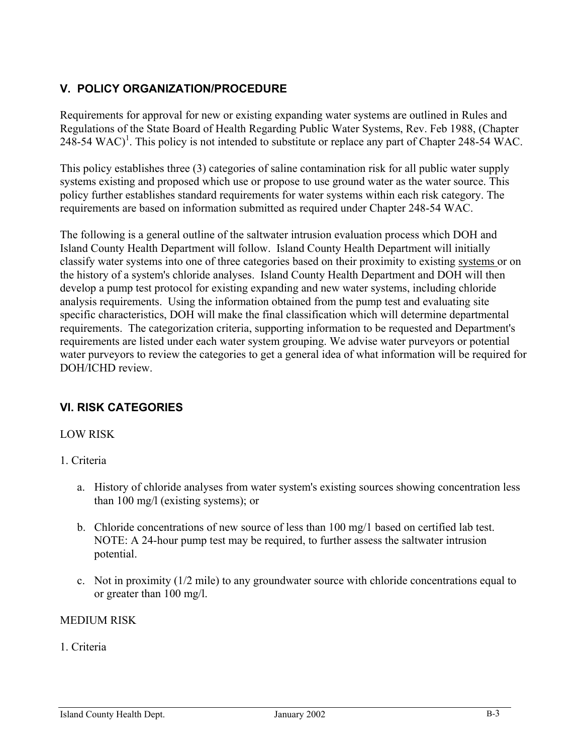## V. POLICY ORGANIZATION/PROCEDURE

Requirements for approval for new or existing expanding water systems are outlined in Rules and Regulations of the State Board of Health Regarding Public Water Systems, Rev. Feb 1988, (Chapter 248-54 WAC)[1]. This policy is not intended to substitute or replace any part of Chapter 248-54 WAC.

This policy establishes three (3) categories of saline contamination risk for all public water supply systems existing and proposed which use or propose to use ground water as the water source. This policy further establishes standard requirements for water systems within each risk category. The requirements are based on information submitted as required under Chapter 248-54 WAC.

The following is a general outline of the saltwater intrusion evaluation process which DOH and Island County Health Department will follow. Island County Health Department will initially classify water systems into one of three categories based on their proximity to existing systems or on the history of a system's chloride analyses. Island County Health Department and DOH will then develop a pump test protocol for existing expanding and new water systems, including chloride analysis requirements. Using the information obtained from the pump test and evaluating site specific characteristics, DOH will make the final classification which will determine departmental requirements. The categorization criteria, supporting information to be requested and Department's requirements are listed under each water system grouping. We advise water purveyors or potential water purveyors to review the categories to get a general idea of what information will be required for DOH/ICHD review.

## VI. RISK CATEGORIES

LOW RISK

1. Criteria

   a. History of chloride analyses from water system's existing sources showing concentration less than 100 mg/l (existing systems); or

   b. Chloride concentrations of new source of less than 100 mg/1 based on certified lab test. NOTE: A 24-hour pump test may be required, to further assess the saltwater intrusion potential.

   c. Not in proximity (1/2 mile) to any groundwater source with chloride concentrations equal to or greater than 100 mg/l.

MEDIUM RISK

1. Criteria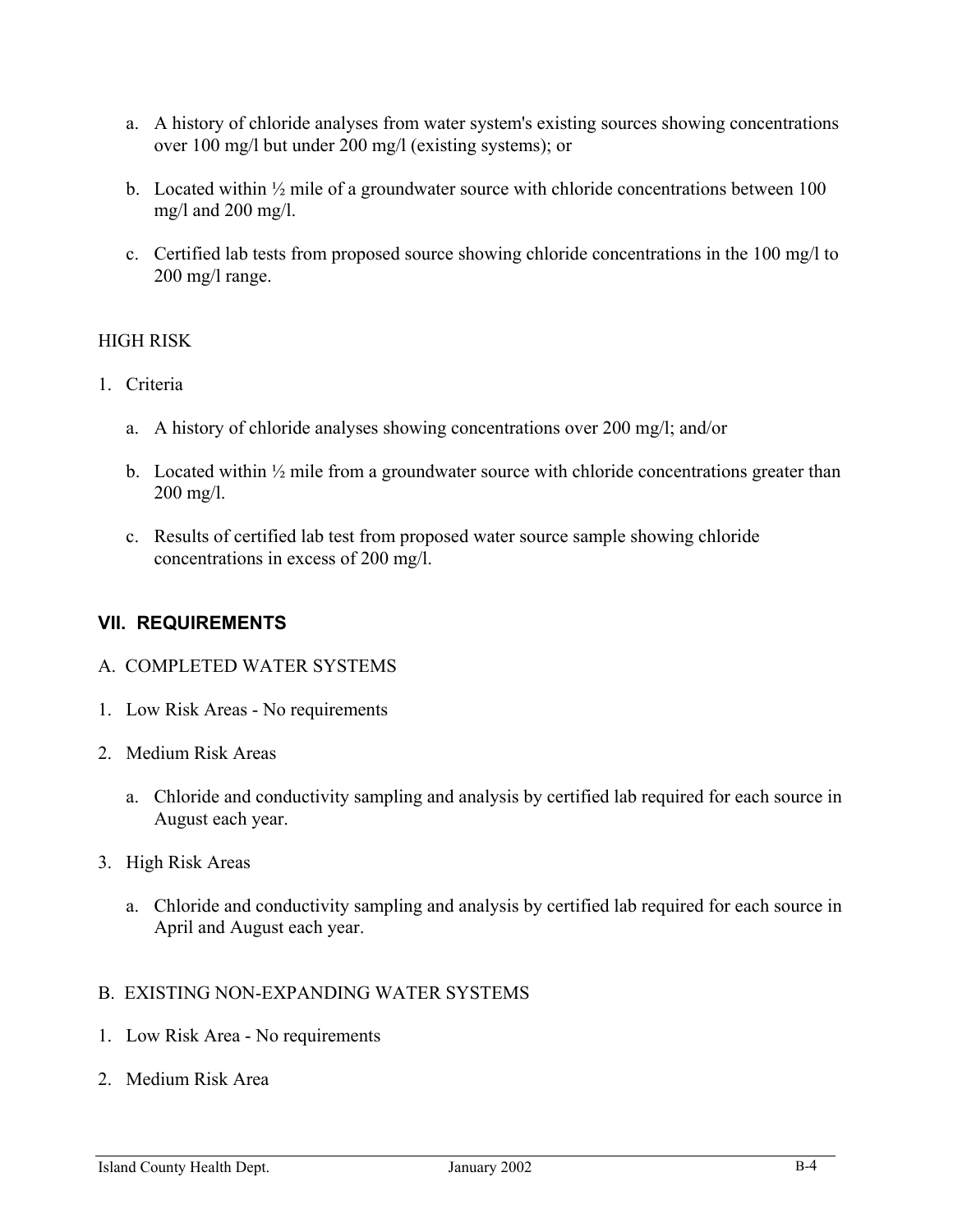a. A history of chloride analyses from water system's existing sources showing concentrations over 100 mg/l but under 200 mg/l (existing systems); or

b. Located within ½ mile of a groundwater source with chloride concentrations between 100 mg/l and 200 mg/l.

c. Certified lab tests from proposed source showing chloride concentrations in the 100 mg/l to 200 mg/l range.

HIGH RISK

1. Criteria

   a. A history of chloride analyses showing concentrations over 200 mg/l; and/or

   b. Located within ½ mile from a groundwater source with chloride concentrations greater than 200 mg/l.

   c. Results of certified lab test from proposed water source sample showing chloride concentrations in excess of 200 mg/l.

## VII. REQUIREMENTS

A. COMPLETED WATER SYSTEMS

1. Low Risk Areas - No requirements

2. Medium Risk Areas

   a. Chloride and conductivity sampling and analysis by certified lab required for each source in August each year.

3. High Risk Areas

   a. Chloride and conductivity sampling and analysis by certified lab required for each source in April and August each year.

B. EXISTING NON-EXPANDING WATER SYSTEMS

1. Low Risk Area - No requirements

2. Medium Risk Area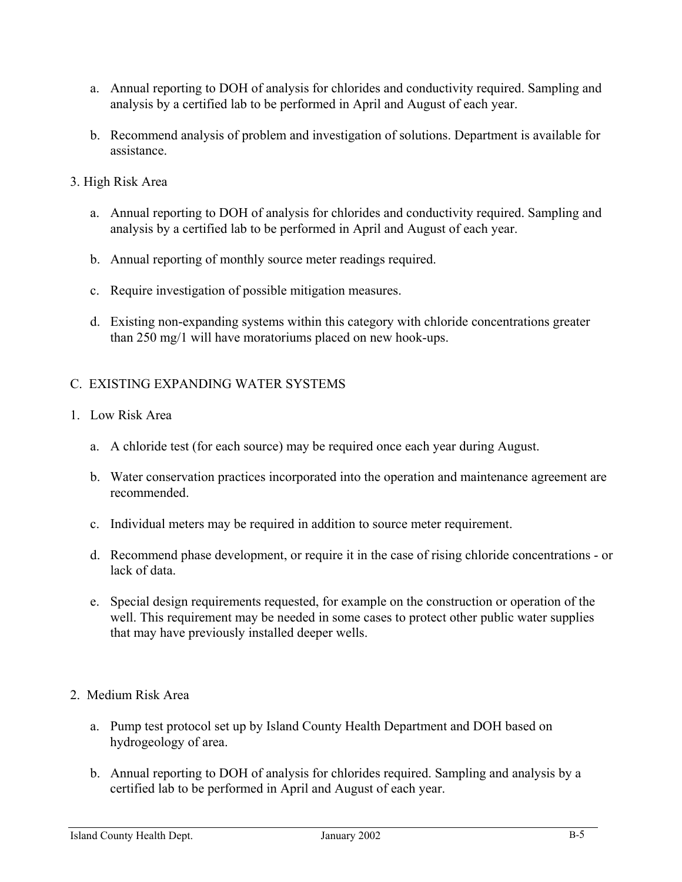a. Annual reporting to DOH of analysis for chlorides and conductivity required. Sampling and analysis by a certified lab to be performed in April and August of each year.

b. Recommend analysis of problem and investigation of solutions. Department is available for assistance.

3. High Risk Area

a. Annual reporting to DOH of analysis for chlorides and conductivity required. Sampling and analysis by a certified lab to be performed in April and August of each year.

b. Annual reporting of monthly source meter readings required.

c. Require investigation of possible mitigation measures.

d. Existing non-expanding systems within this category with chloride concentrations greater than 250 mg/1 will have moratoriums placed on new hook-ups.

## C. EXISTING EXPANDING WATER SYSTEMS

1. Low Risk Area

a. A chloride test (for each source) may be required once each year during August.

b. Water conservation practices incorporated into the operation and maintenance agreement are recommended.

c. Individual meters may be required in addition to source meter requirement.

d. Recommend phase development, or require it in the case of rising chloride concentrations - or lack of data.

e. Special design requirements requested, for example on the construction or operation of the well. This requirement may be needed in some cases to protect other public water supplies that may have previously installed deeper wells.

2. Medium Risk Area

a. Pump test protocol set up by Island County Health Department and DOH based on hydrogeology of area.

b. Annual reporting to DOH of analysis for chlorides required. Sampling and analysis by a certified lab to be performed in April and August of each year.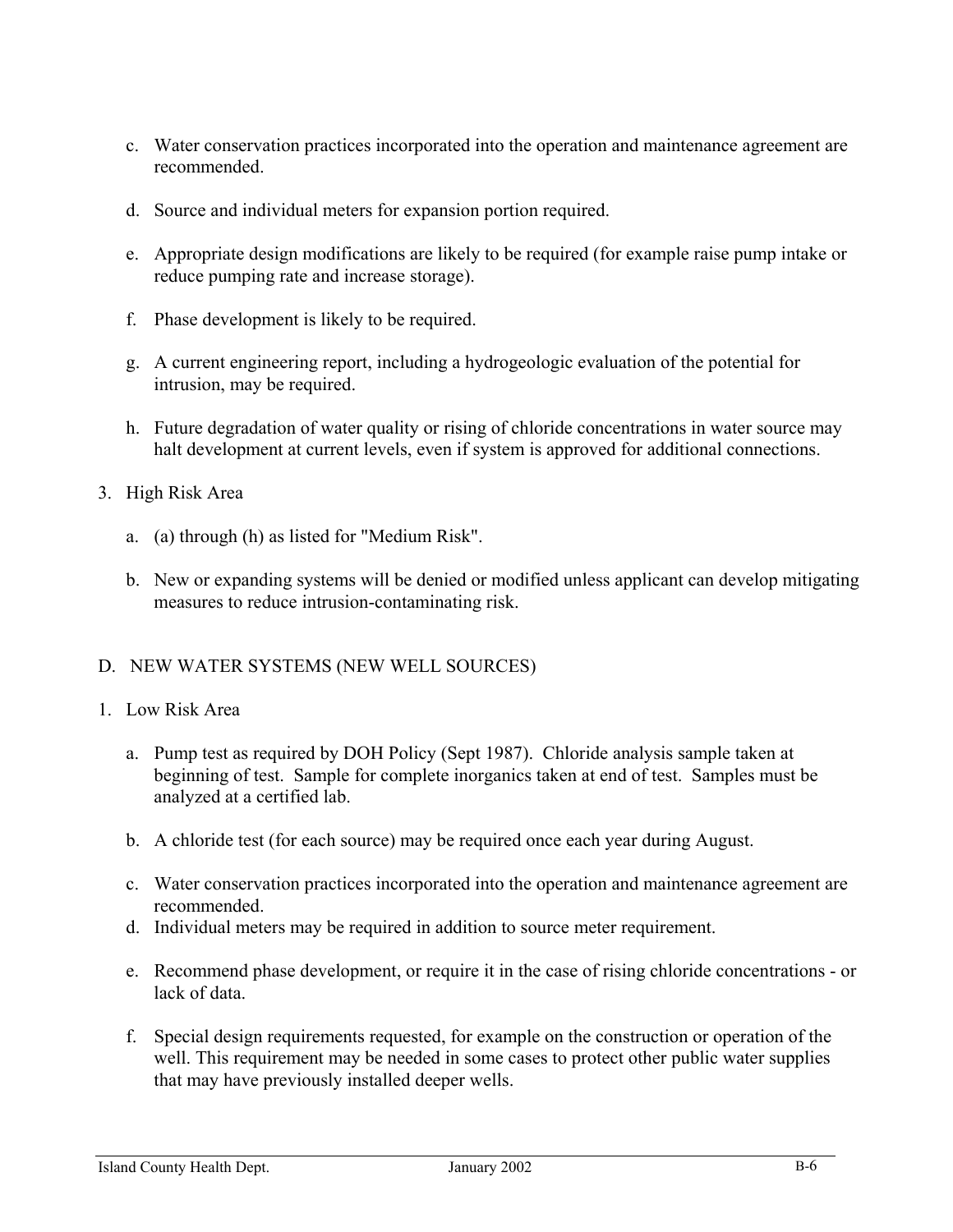c. Water conservation practices incorporated into the operation and maintenance agreement are recommended.

d. Source and individual meters for expansion portion required.

e. Appropriate design modifications are likely to be required (for example raise pump intake or reduce pumping rate and increase storage).

f. Phase development is likely to be required.

g. A current engineering report, including a hydrogeologic evaluation of the potential for intrusion, may be required.

h. Future degradation of water quality or rising of chloride concentrations in water source may halt development at current levels, even if system is approved for additional connections.

3. High Risk Area

   a. (a) through (h) as listed for "Medium Risk".

   b. New or expanding systems will be denied or modified unless applicant can develop mitigating measures to reduce intrusion-contaminating risk.

D. NEW WATER SYSTEMS (NEW WELL SOURCES)

1. Low Risk Area

   a. Pump test as required by DOH Policy (Sept 1987). Chloride analysis sample taken at beginning of test. Sample for complete inorganics taken at end of test. Samples must be analyzed at a certified lab.

   b. A chloride test (for each source) may be required once each year during August.

   c. Water conservation practices incorporated into the operation and maintenance agreement are recommended.

   d. Individual meters may be required in addition to source meter requirement.

   e. Recommend phase development, or require it in the case of rising chloride concentrations - or lack of data.

   f. Special design requirements requested, for example on the construction or operation of the well. This requirement may be needed in some cases to protect other public water supplies that may have previously installed deeper wells.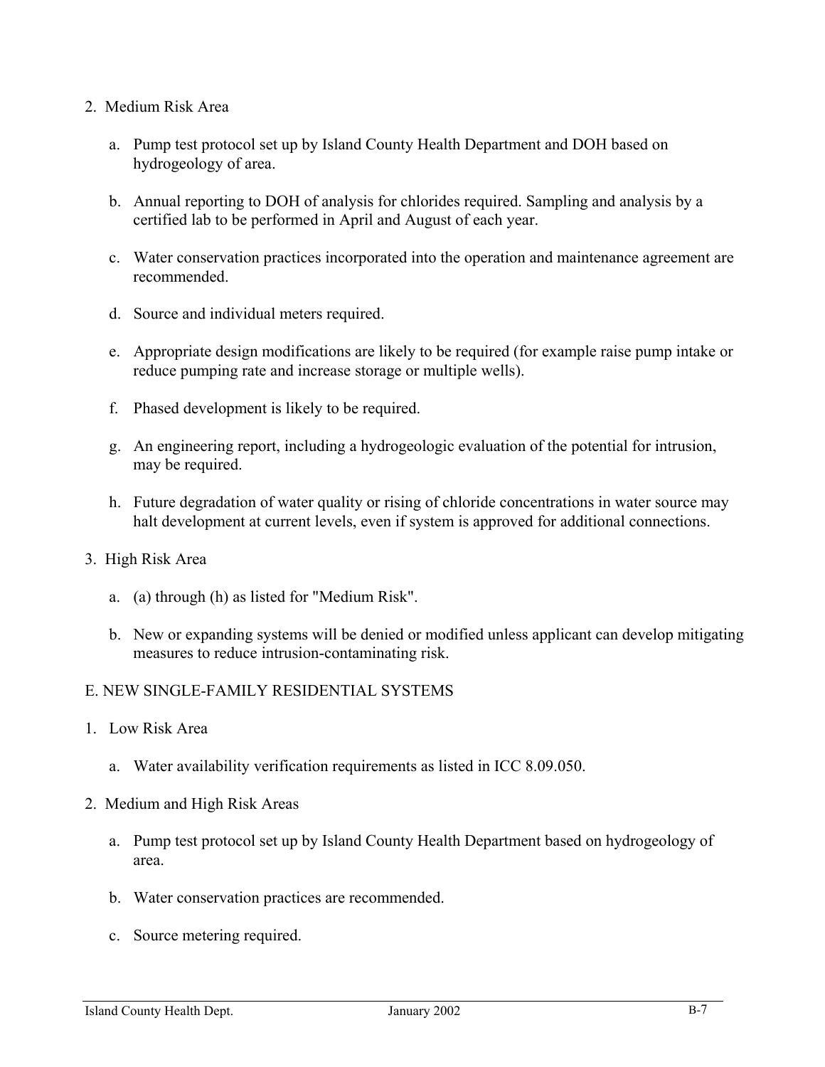2. Medium Risk Area

   a. Pump test protocol set up by Island County Health Department and DOH based on hydrogeology of area.

   b. Annual reporting to DOH of analysis for chlorides required. Sampling and analysis by a certified lab to be performed in April and August of each year.

   c. Water conservation practices incorporated into the operation and maintenance agreement are recommended.

   d. Source and individual meters required.

   e. Appropriate design modifications are likely to be required (for example raise pump intake or reduce pumping rate and increase storage or multiple wells).

   f. Phased development is likely to be required.

   g. An engineering report, including a hydrogeologic evaluation of the potential for intrusion, may be required.

   h. Future degradation of water quality or rising of chloride concentrations in water source may halt development at current levels, even if system is approved for additional connections.

3. High Risk Area

   a. (a) through (h) as listed for "Medium Risk".

   b. New or expanding systems will be denied or modified unless applicant can develop mitigating measures to reduce intrusion-contaminating risk.

## E. NEW SINGLE-FAMILY RESIDENTIAL SYSTEMS

1. Low Risk Area

   a. Water availability verification requirements as listed in ICC 8.09.050.

2. Medium and High Risk Areas

   a. Pump test protocol set up by Island County Health Department based on hydrogeology of area.

   b. Water conservation practices are recommended.

   c. Source metering required.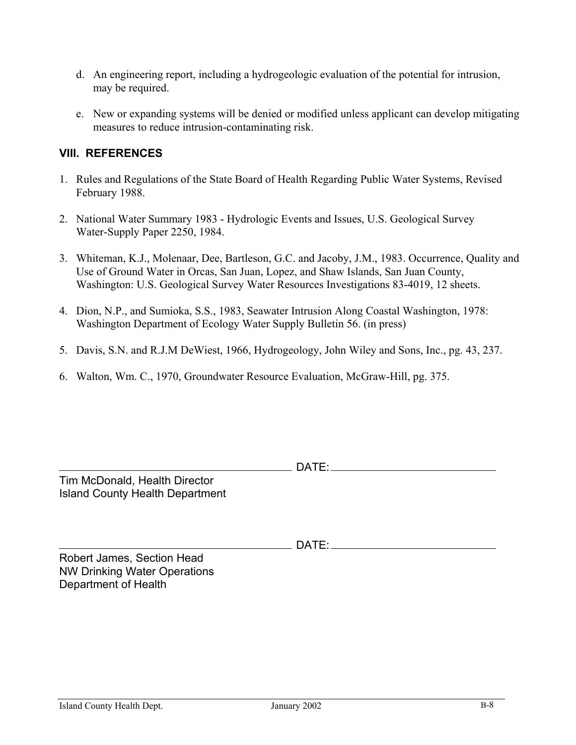d. An engineering report, including a hydrogeologic evaluation of the potential for intrusion, may be required.

e. New or expanding systems will be denied or modified unless applicant can develop mitigating measures to reduce intrusion-contaminating risk.

## VIII. REFERENCES

1. Rules and Regulations of the State Board of Health Regarding Public Water Systems, Revised February 1988.

2. National Water Summary 1983 - Hydrologic Events and Issues, U.S. Geological Survey Water-Supply Paper 2250, 1984.

3. Whiteman, K.J., Molenaar, Dee, Bartleson, G.C. and Jacoby, J.M., 1983. Occurrence, Quality and Use of Ground Water in Orcas, San Juan, Lopez, and Shaw Islands, San Juan County, Washington: U.S. Geological Survey Water Resources Investigations 83-4019, 12 sheets.

4. Dion, N.P., and Sumioka, S.S., 1983, Seawater Intrusion Along Coastal Washington, 1978: Washington Department of Ecology Water Supply Bulletin 56. (in press)

5. Davis, S.N. and R.J.M DeWiest, 1966, Hydrogeology, John Wiley and Sons, Inc., pg. 43, 237.

6. Walton, Wm. C., 1970, Groundwater Resource Evaluation, McGraw-Hill, pg. 375.

\_\_\_\_\_\_\_\_\_\_\_\_\_\_\_\_\_\_\_\_\_\_\_\_\_\_\_\_\_\_\_\_\_\_\_\_\_\_\_\_ DATE: \_\_\_\_\_\_\_\_\_\_\_\_\_\_\_\_\_\_\_\_\_\_\_\_\_\_

Tim McDonald, Health Director
Island County Health Department

\_\_\_\_\_\_\_\_\_\_\_\_\_\_\_\_\_\_\_\_\_\_\_\_\_\_\_\_\_\_\_\_\_\_\_\_\_\_\_\_ DATE: \_\_\_\_\_\_\_\_\_\_\_\_\_\_\_\_\_\_\_\_\_\_\_\_\_\_

Robert James, Section Head
NW Drinking Water Operations
Department of Health